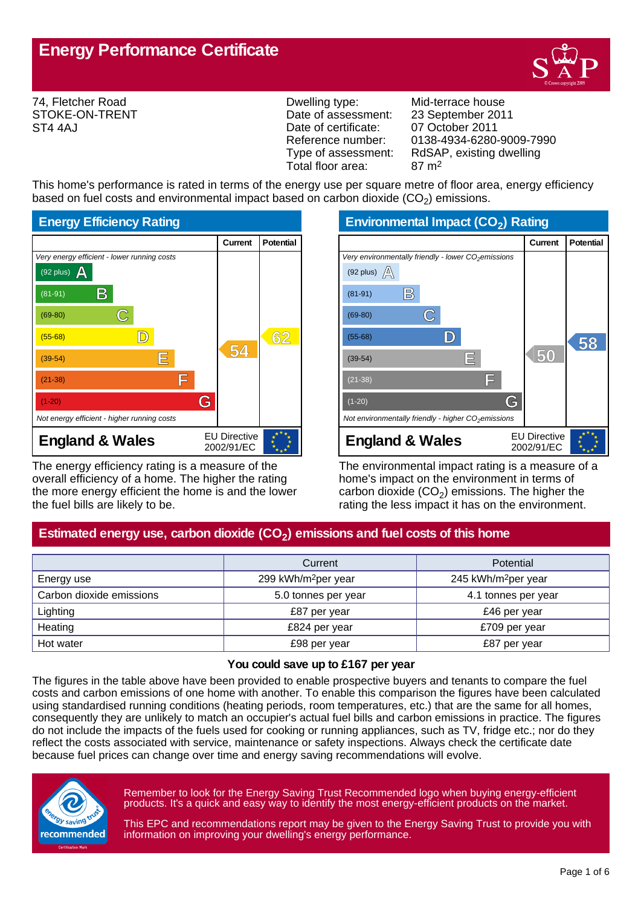# Energy Performance Certificate

74, Fletcher Road
STOKE-ON-TRENT
ST4 4AJ

| | |
|---|---|
| Dwelling type: | Mid-terrace house |
| Date of assessment: | 23 September 2011 |
| Date of certificate: | 07 October 2011 |
| Reference number: | 0138-4934-6280-9009-7990 |
| Type of assessment: | RdSAP, existing dwelling |
| Total floor area: | 87 m$^2$ |

This home's performance is rated in terms of the energy use per square metre of floor area, energy efficiency based on fuel costs and environmental impact based on carbon dioxide ($CO_2$) emissions.

## Energy Efficiency Rating

| | Current | Potential |
|---|---|---|
| *Very energy efficient - lower running costs* | | |
| (92 plus) A | | |
| (81-91) B | | |
| (69-80) C | | |
| (55-68) D | | 62 |
| (39-54) E | 54 | |
| (21-38) F | | |
| (1-20) G | | |
| *Not energy efficient - higher running costs* | | |
| **England & Wales** — EU Directive 2002/91/EC | | |

The energy efficiency rating is a measure of the overall efficiency of a home. The higher the rating the more energy efficient the home is and the lower the fuel bills are likely to be.

## Environmental Impact ($CO_2$) Rating

| | Current | Potential |
|---|---|---|
| *Very environmentally friendly - lower $CO_2$ emissions* | | |
| (92 plus) A | | |
| (81-91) B | | |
| (69-80) C | | |
| (55-68) D | | 58 |
| (39-54) E | 50 | |
| (21-38) F | | |
| (1-20) G | | |
| *Not environmentally friendly - higher $CO_2$ emissions* | | |
| **England & Wales** — EU Directive 2002/91/EC | | |

The environmental impact rating is a measure of a home's impact on the environment in terms of carbon dioxide ($CO_2$) emissions. The higher the rating the less impact it has on the environment.

## Estimated energy use, carbon dioxide ($CO_2$) emissions and fuel costs of this home

| | Current | Potential |
|---|---|---|
| Energy use | 299 kWh/m$^2$per year | 245 kWh/m$^2$per year |
| Carbon dioxide emissions | 5.0 tonnes per year | 4.1 tonnes per year |
| Lighting | £87 per year | £46 per year |
| Heating | £824 per year | £709 per year |
| Hot water | £98 per year | £87 per year |

**You could save up to £167 per year**

The figures in the table above have been provided to enable prospective buyers and tenants to compare the fuel costs and carbon emissions of one home with another. To enable this comparison the figures have been calculated using standardised running conditions (heating periods, room temperatures, etc.) that are the same for all homes, consequently they are unlikely to match an occupier's actual fuel bills and carbon emissions in practice. The figures do not include the impacts of the fuels used for cooking or running appliances, such as TV, fridge etc.; nor do they reflect the costs associated with service, maintenance or safety inspections. Always check the certificate date because fuel prices can change over time and energy saving recommendations will evolve.

Remember to look for the Energy Saving Trust Recommended logo when buying energy-efficient products. It's a quick and easy way to identify the most energy-efficient products on the market.

This EPC and recommendations report may be given to the Energy Saving Trust to provide you with information on improving your dwelling's energy performance.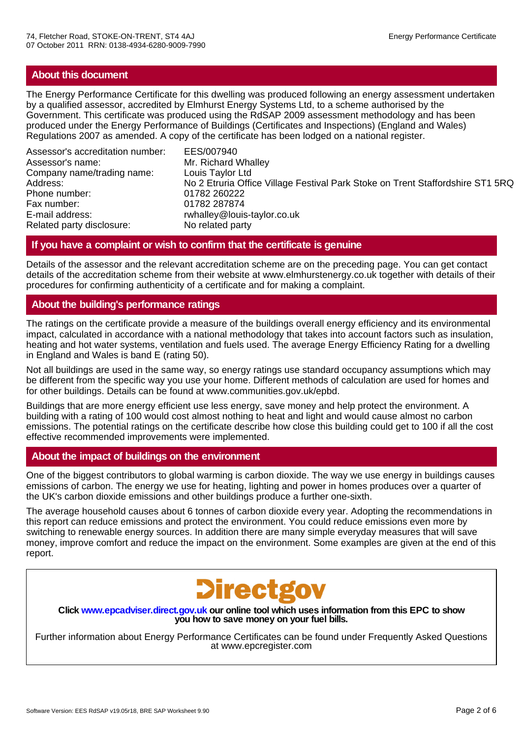## About this document

The Energy Performance Certificate for this dwelling was produced following an energy assessment undertaken by a qualified assessor, accredited by Elmhurst Energy Systems Ltd, to a scheme authorised by the Government. This certificate was produced using the RdSAP 2009 assessment methodology and has been produced under the Energy Performance of Buildings (Certificates and Inspections) (England and Wales) Regulations 2007 as amended. A copy of the certificate has been lodged on a national register.

| | |
|---|---|
| Assessor's accreditation number: | EES/007940 |
| Assessor's name: | Mr. Richard Whalley |
| Company name/trading name: | Louis Taylor Ltd |
| Address: | No 2 Etruria Office Village Festival Park Stoke on Trent Staffordshire ST1 5RQ |
| Phone number: | 01782 260222 |
| Fax number: | 01782 287874 |
| E-mail address: | rwhalley@louis-taylor.co.uk |
| Related party disclosure: | No related party |

## If you have a complaint or wish to confirm that the certificate is genuine

Details of the assessor and the relevant accreditation scheme are on the preceding page. You can get contact details of the accreditation scheme from their website at www.elmhurstenergy.co.uk together with details of their procedures for confirming authenticity of a certificate and for making a complaint.

## About the building's performance ratings

The ratings on the certificate provide a measure of the buildings overall energy efficiency and its environmental impact, calculated in accordance with a national methodology that takes into account factors such as insulation, heating and hot water systems, ventilation and fuels used. The average Energy Efficiency Rating for a dwelling in England and Wales is band E (rating 50).

Not all buildings are used in the same way, so energy ratings use standard occupancy assumptions which may be different from the specific way you use your home. Different methods of calculation are used for homes and for other buildings. Details can be found at www.communities.gov.uk/epbd.

Buildings that are more energy efficient use less energy, save money and help protect the environment. A building with a rating of 100 would cost almost nothing to heat and light and would cause almost no carbon emissions. The potential ratings on the certificate describe how close this building could get to 100 if all the cost effective recommended improvements were implemented.

## About the impact of buildings on the environment

One of the biggest contributors to global warming is carbon dioxide. The way we use energy in buildings causes emissions of carbon. The energy we use for heating, lighting and power in homes produces over a quarter of the UK's carbon dioxide emissions and other buildings produce a further one-sixth.

The average household causes about 6 tonnes of carbon dioxide every year. Adopting the recommendations in this report can reduce emissions and protect the environment. You could reduce emissions even more by switching to renewable energy sources. In addition there are many simple everyday measures that will save money, improve comfort and reduce the impact on the environment. Some examples are given at the end of this report.

Directgov

**Click www.epcadviser.direct.gov.uk our online tool which uses information from this EPC to show you how to save money on your fuel bills.**

Further information about Energy Performance Certificates can be found under Frequently Asked Questions at www.epcregister.com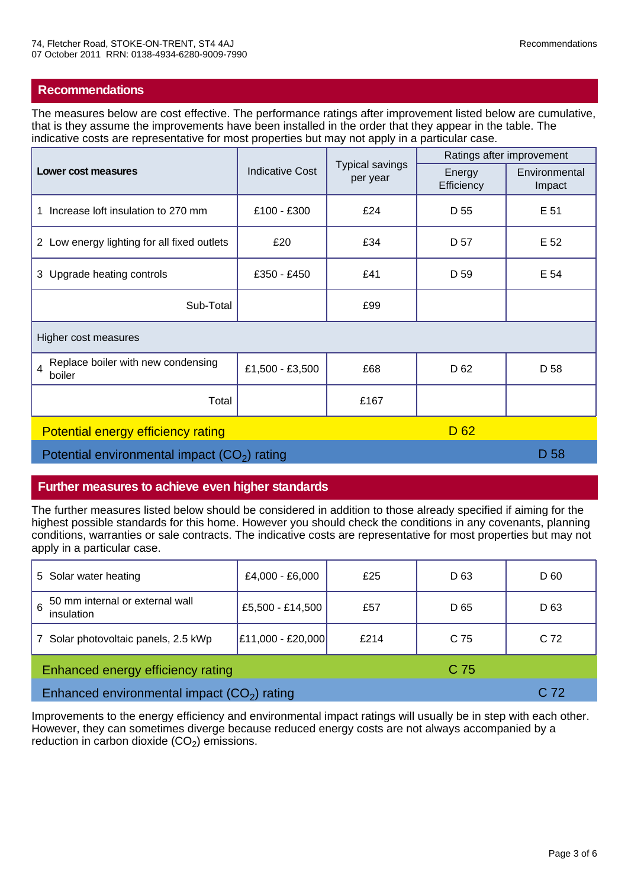74, Fletcher Road, STOKE-ON-TRENT, ST4 4AJ
07 October 2011 RRN: 0138-4934-6280-9009-7990

## Recommendations

The measures below are cost effective. The performance ratings after improvement listed below are cumulative, that is they assume the improvements have been installed in the order that they appear in the table. The indicative costs are representative for most properties but may not apply in a particular case.

| **Lower cost measures** | Indicative Cost | Typical savings per year | Ratings after improvement | |
|---|---|---|---|---|
| | | | Energy Efficiency | Environmental Impact |
| 1 Increase loft insulation to 270 mm | £100 - £300 | £24 | D 55 | E 51 |
| 2 Low energy lighting for all fixed outlets | £20 | £34 | D 57 | E 52 |
| 3 Upgrade heating controls | £350 - £450 | £41 | D 59 | E 54 |
| Sub-Total | | £99 | | |
| Higher cost measures | | | | |
| 4 Replace boiler with new condensing boiler | £1,500 - £3,500 | £68 | D 62 | D 58 |
| Total | | £167 | | |
| Potential energy efficiency rating | | | D 62 | |
| Potential environmental impact ($CO_2$) rating | | | | D 58 |

## Further measures to achieve even higher standards

The further measures listed below should be considered in addition to those already specified if aiming for the highest possible standards for this home. However you should check the conditions in any covenants, planning conditions, warranties or sale contracts. The indicative costs are representative for most properties but may not apply in a particular case.

| Measure | Indicative Cost | Typical savings per year | Energy Efficiency | Environmental Impact |
|---|---|---|---|---|
| 5 Solar water heating | £4,000 - £6,000 | £25 | D 63 | D 60 |
| 6 50 mm internal or external wall insulation | £5,500 - £14,500 | £57 | D 65 | D 63 |
| 7 Solar photovoltaic panels, 2.5 kWp | £11,000 - £20,000 | £214 | C 75 | C 72 |
| Enhanced energy efficiency rating | | | C 75 | |
| Enhanced environmental impact ($CO_2$) rating | | | | C 72 |

Improvements to the energy efficiency and environmental impact ratings will usually be in step with each other. However, they can sometimes diverge because reduced energy costs are not always accompanied by a reduction in carbon dioxide ($CO_2$) emissions.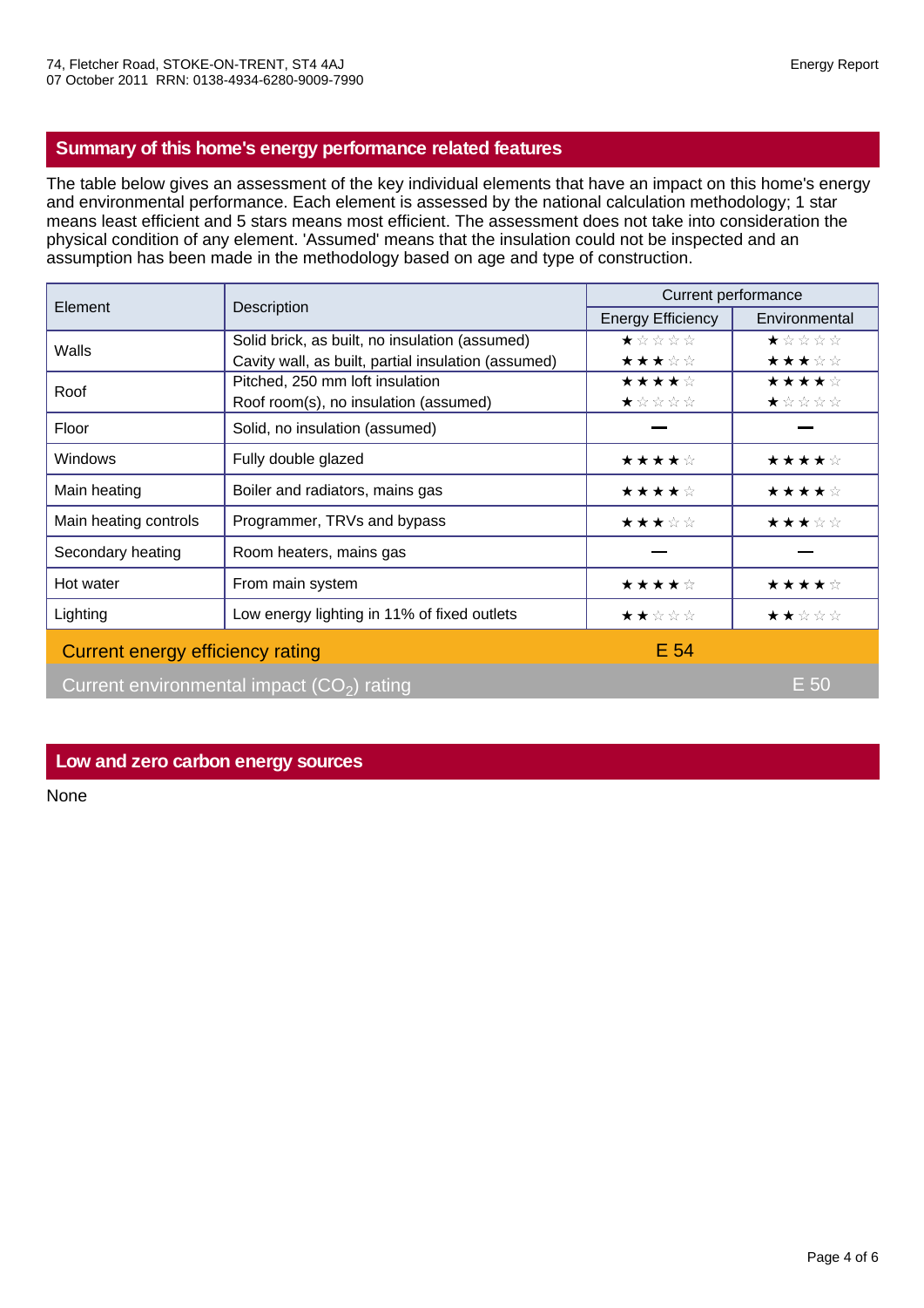## Summary of this home's energy performance related features

The table below gives an assessment of the key individual elements that have an impact on this home's energy and environmental performance. Each element is assessed by the national calculation methodology; 1 star means least efficient and 5 stars means most efficient. The assessment does not take into consideration the physical condition of any element. 'Assumed' means that the insulation could not be inspected and an assumption has been made in the methodology based on age and type of construction.

| Element | Description | Current performance | |
|---|---|---|---|
| | | Energy Efficiency | Environmental |
| Walls | Solid brick, as built, no insulation (assumed) | ★☆☆☆☆ | ★☆☆☆☆ |
| | Cavity wall, as built, partial insulation (assumed) | ★★★☆☆ | ★★★☆☆ |
| Roof | Pitched, 250 mm loft insulation | ★★★★☆ | ★★★★☆ |
| | Roof room(s), no insulation (assumed) | ★☆☆☆☆ | ★☆☆☆☆ |
| Floor | Solid, no insulation (assumed) | — | — |
| Windows | Fully double glazed | ★★★★☆ | ★★★★☆ |
| Main heating | Boiler and radiators, mains gas | ★★★★☆ | ★★★★☆ |
| Main heating controls | Programmer, TRVs and bypass | ★★★☆☆ | ★★★☆☆ |
| Secondary heating | Room heaters, mains gas | — | — |
| Hot water | From main system | ★★★★☆ | ★★★★☆ |
| Lighting | Low energy lighting in 11% of fixed outlets | ★★☆☆☆ | ★★☆☆☆ |
| **Current energy efficiency rating** | | E 54 | |
| **Current environmental impact ($CO_2$) rating** | | | E 50 |

## Low and zero carbon energy sources

None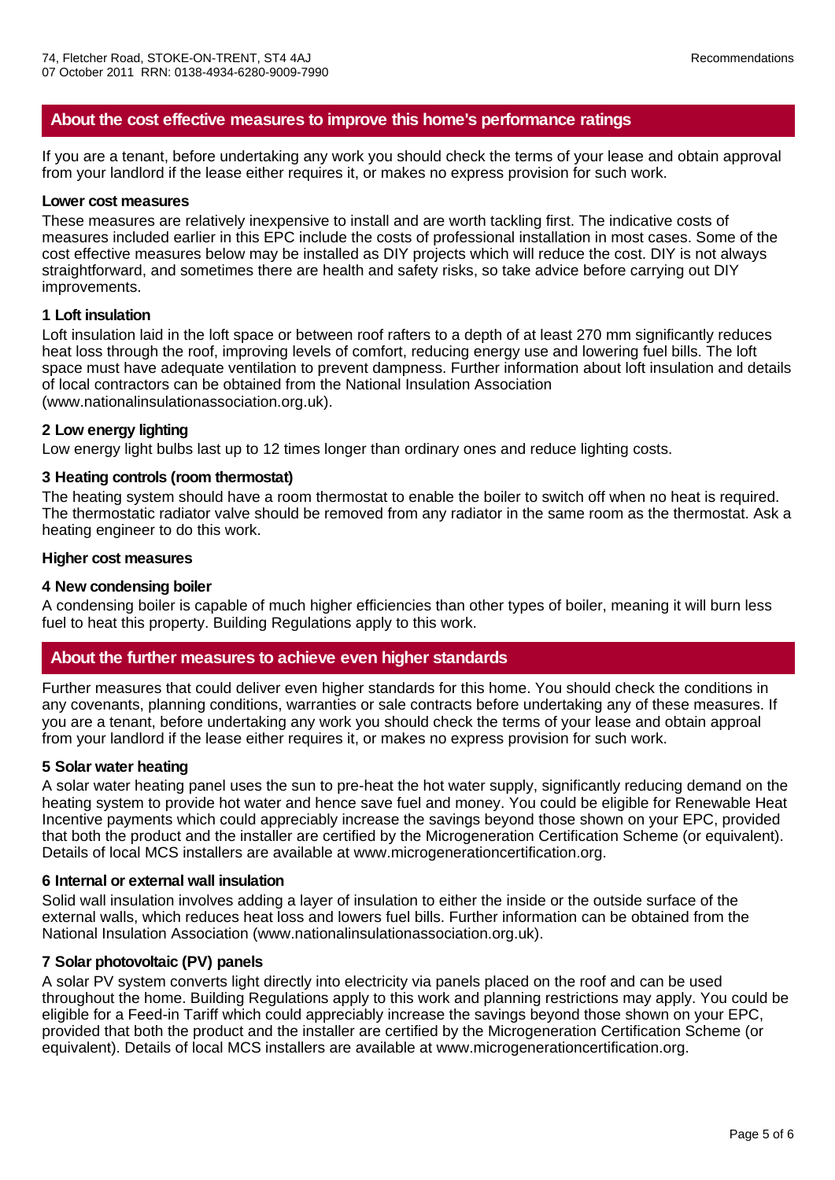## About the cost effective measures to improve this home's performance ratings

If you are a tenant, before undertaking any work you should check the terms of your lease and obtain approval from your landlord if the lease either requires it, or makes no express provision for such work.

**Lower cost measures**

These measures are relatively inexpensive to install and are worth tackling first. The indicative costs of measures included earlier in this EPC include the costs of professional installation in most cases. Some of the cost effective measures below may be installed as DIY projects which will reduce the cost. DIY is not always straightforward, and sometimes there are health and safety risks, so take advice before carrying out DIY improvements.

**1 Loft insulation**

Loft insulation laid in the loft space or between roof rafters to a depth of at least 270 mm significantly reduces heat loss through the roof, improving levels of comfort, reducing energy use and lowering fuel bills. The loft space must have adequate ventilation to prevent dampness. Further information about loft insulation and details of local contractors can be obtained from the National Insulation Association (www.nationalinsulationassociation.org.uk).

**2 Low energy lighting**

Low energy light bulbs last up to 12 times longer than ordinary ones and reduce lighting costs.

**3 Heating controls (room thermostat)**

The heating system should have a room thermostat to enable the boiler to switch off when no heat is required. The thermostatic radiator valve should be removed from any radiator in the same room as the thermostat. Ask a heating engineer to do this work.

**Higher cost measures**

**4 New condensing boiler**

A condensing boiler is capable of much higher efficiencies than other types of boiler, meaning it will burn less fuel to heat this property. Building Regulations apply to this work.

## About the further measures to achieve even higher standards

Further measures that could deliver even higher standards for this home. You should check the conditions in any covenants, planning conditions, warranties or sale contracts before undertaking any of these measures. If you are a tenant, before undertaking any work you should check the terms of your lease and obtain approval from your landlord if the lease either requires it, or makes no express provision for such work.

**5 Solar water heating**

A solar water heating panel uses the sun to pre-heat the hot water supply, significantly reducing demand on the heating system to provide hot water and hence save fuel and money. You could be eligible for Renewable Heat Incentive payments which could appreciably increase the savings beyond those shown on your EPC, provided that both the product and the installer are certified by the Microgeneration Certification Scheme (or equivalent). Details of local MCS installers are available at www.microgenerationcertification.org.

**6 Internal or external wall insulation**

Solid wall insulation involves adding a layer of insulation to either the inside or the outside surface of the external walls, which reduces heat loss and lowers fuel bills. Further information can be obtained from the National Insulation Association (www.nationalinsulationassociation.org.uk).

**7 Solar photovoltaic (PV) panels**

A solar PV system converts light directly into electricity via panels placed on the roof and can be used throughout the home. Building Regulations apply to this work and planning restrictions may apply. You could be eligible for a Feed-in Tariff which could appreciably increase the savings beyond those shown on your EPC, provided that both the product and the installer are certified by the Microgeneration Certification Scheme (or equivalent). Details of local MCS installers are available at www.microgenerationcertification.org.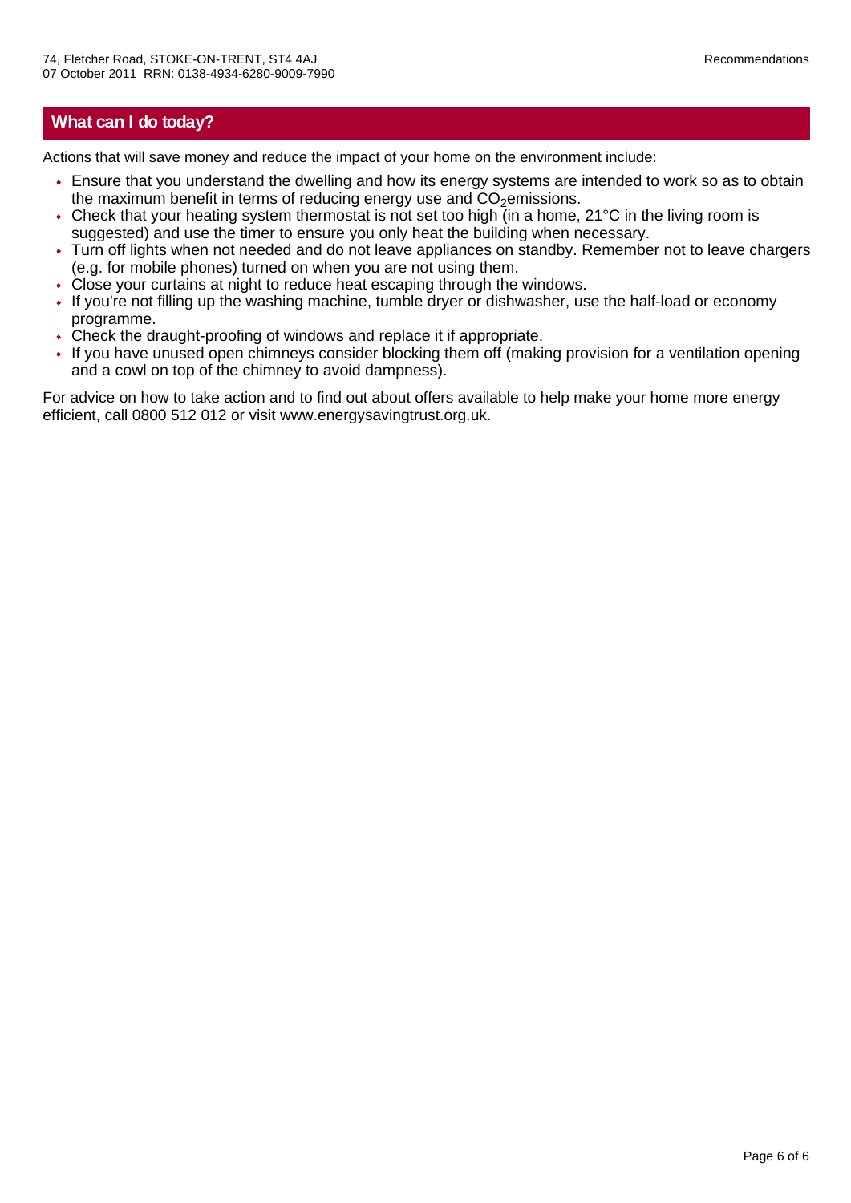## What can I do today?

Actions that will save money and reduce the impact of your home on the environment include:

- Ensure that you understand the dwelling and how its energy systems are intended to work so as to obtain the maximum benefit in terms of reducing energy use and $CO_2$emissions.
- Check that your heating system thermostat is not set too high (in a home, 21°C in the living room is suggested) and use the timer to ensure you only heat the building when necessary.
- Turn off lights when not needed and do not leave appliances on standby. Remember not to leave chargers (e.g. for mobile phones) turned on when you are not using them.
- Close your curtains at night to reduce heat escaping through the windows.
- If you're not filling up the washing machine, tumble dryer or dishwasher, use the half-load or economy programme.
- Check the draught-proofing of windows and replace it if appropriate.
- If you have unused open chimneys consider blocking them off (making provision for a ventilation opening and a cowl on top of the chimney to avoid dampness).

For advice on how to take action and to find out about offers available to help make your home more energy efficient, call 0800 512 012 or visit www.energysavingtrust.org.uk.